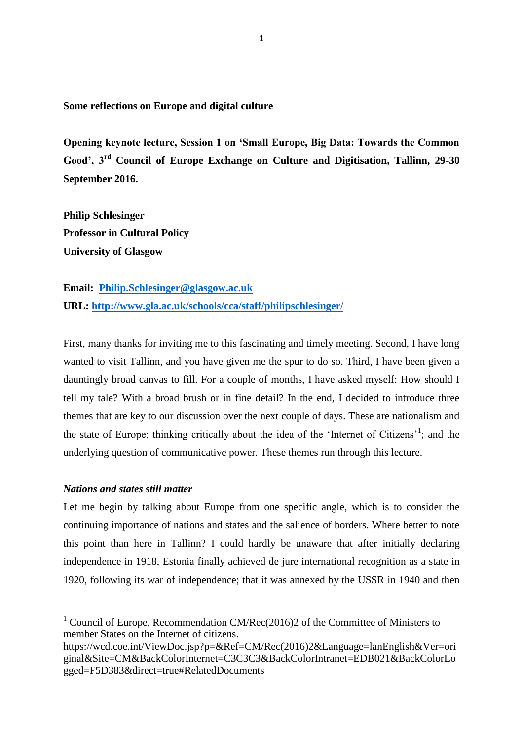**Some reflections on Europe and digital culture**

**Opening keynote lecture, Session 1 on 'Small Europe, Big Data: Towards the Common Good', 3rd Council of Europe Exchange on Culture and Digitisation, Tallinn, 29-30 September 2016.**

**Philip Schlesinger**
**Professor in Cultural Policy**
**University of Glasgow**

**Email: [Philip.Schlesinger@glasgow.ac.uk](mailto:Philip.Schlesinger@glasgow.ac.uk)**
**URL: [http://www.gla.ac.uk/schools/cca/staff/philipschlesinger/](http://www.gla.ac.uk/schools/cca/staff/philipschlesinger/)**

First, many thanks for inviting me to this fascinating and timely meeting. Second, I have long wanted to visit Tallinn, and you have given me the spur to do so. Third, I have been given a dauntingly broad canvas to fill. For a couple of months, I have asked myself: How should I tell my tale? With a broad brush or in fine detail? In the end, I decided to introduce three themes that are key to our discussion over the next couple of days. These are nationalism and the state of Europe; thinking critically about the idea of the 'Internet of Citizens'[1]; and the underlying question of communicative power. These themes run through this lecture.

***Nations and states still matter***

Let me begin by talking about Europe from one specific angle, which is to consider the continuing importance of nations and states and the salience of borders. Where better to note this point than here in Tallinn? I could hardly be unaware that after initially declaring independence in 1918, Estonia finally achieved de jure international recognition as a state in 1920, following its war of independence; that it was annexed by the USSR in 1940 and then

---

[1] Council of Europe, Recommendation CM/Rec(2016)2 of the Committee of Ministers to member States on the Internet of citizens.
https://wcd.coe.int/ViewDoc.jsp?p=&Ref=CM/Rec(2016)2&Language=lanEnglish&Ver=original&Site=CM&BackColorInternet=C3C3C3&BackColorIntranet=EDB021&BackColorLogged=F5D383&direct=true#RelatedDocuments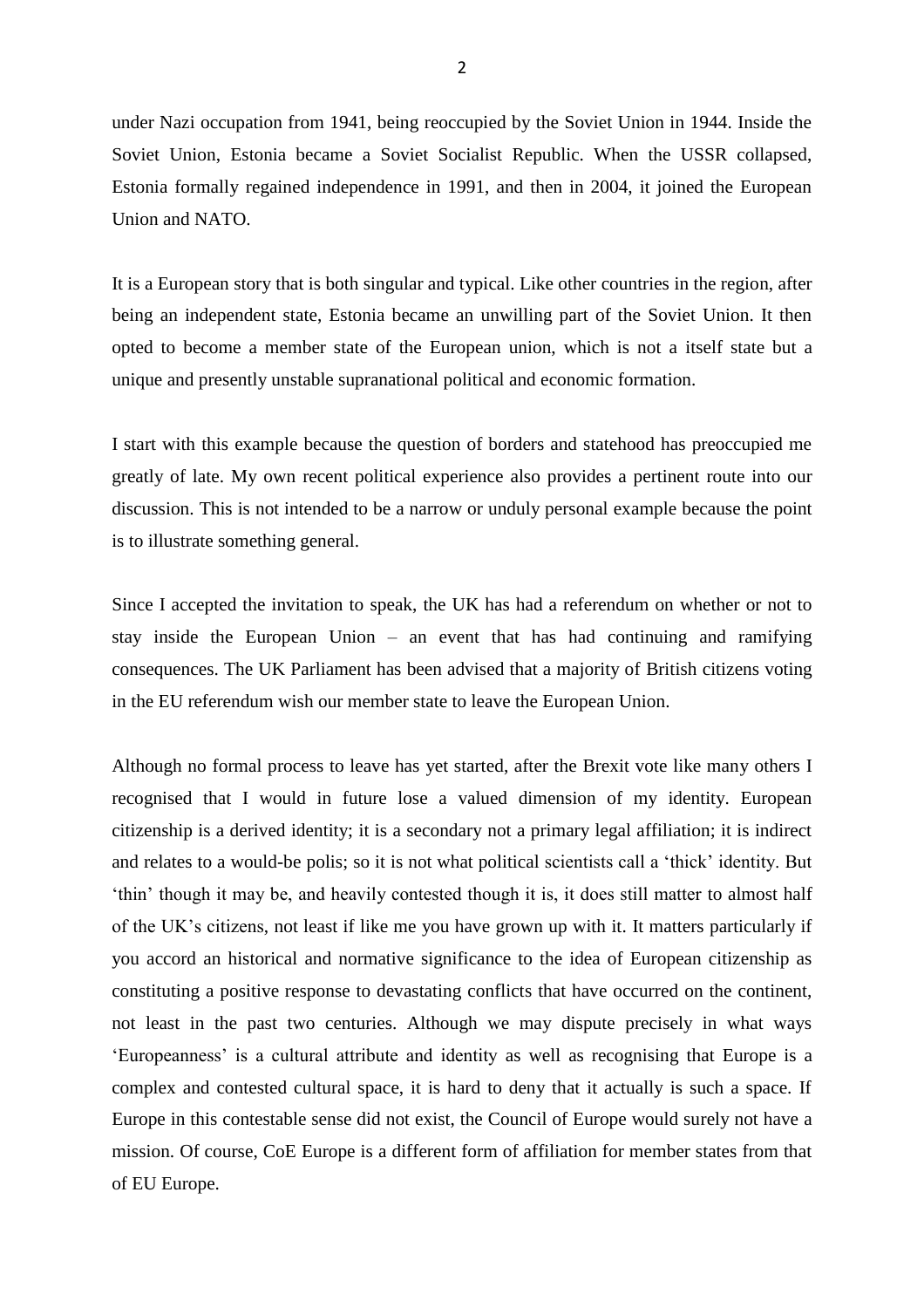under Nazi occupation from 1941, being reoccupied by the Soviet Union in 1944. Inside the Soviet Union, Estonia became a Soviet Socialist Republic. When the USSR collapsed, Estonia formally regained independence in 1991, and then in 2004, it joined the European Union and NATO.

It is a European story that is both singular and typical. Like other countries in the region, after being an independent state, Estonia became an unwilling part of the Soviet Union. It then opted to become a member state of the European union, which is not a itself state but a unique and presently unstable supranational political and economic formation.

I start with this example because the question of borders and statehood has preoccupied me greatly of late. My own recent political experience also provides a pertinent route into our discussion. This is not intended to be a narrow or unduly personal example because the point is to illustrate something general.

Since I accepted the invitation to speak, the UK has had a referendum on whether or not to stay inside the European Union – an event that has had continuing and ramifying consequences. The UK Parliament has been advised that a majority of British citizens voting in the EU referendum wish our member state to leave the European Union.

Although no formal process to leave has yet started, after the Brexit vote like many others I recognised that I would in future lose a valued dimension of my identity. European citizenship is a derived identity; it is a secondary not a primary legal affiliation; it is indirect and relates to a would-be polis; so it is not what political scientists call a 'thick' identity. But 'thin' though it may be, and heavily contested though it is, it does still matter to almost half of the UK's citizens, not least if like me you have grown up with it. It matters particularly if you accord an historical and normative significance to the idea of European citizenship as constituting a positive response to devastating conflicts that have occurred on the continent, not least in the past two centuries. Although we may dispute precisely in what ways 'Europeanness' is a cultural attribute and identity as well as recognising that Europe is a complex and contested cultural space, it is hard to deny that it actually is such a space. If Europe in this contestable sense did not exist, the Council of Europe would surely not have a mission. Of course, CoE Europe is a different form of affiliation for member states from that of EU Europe.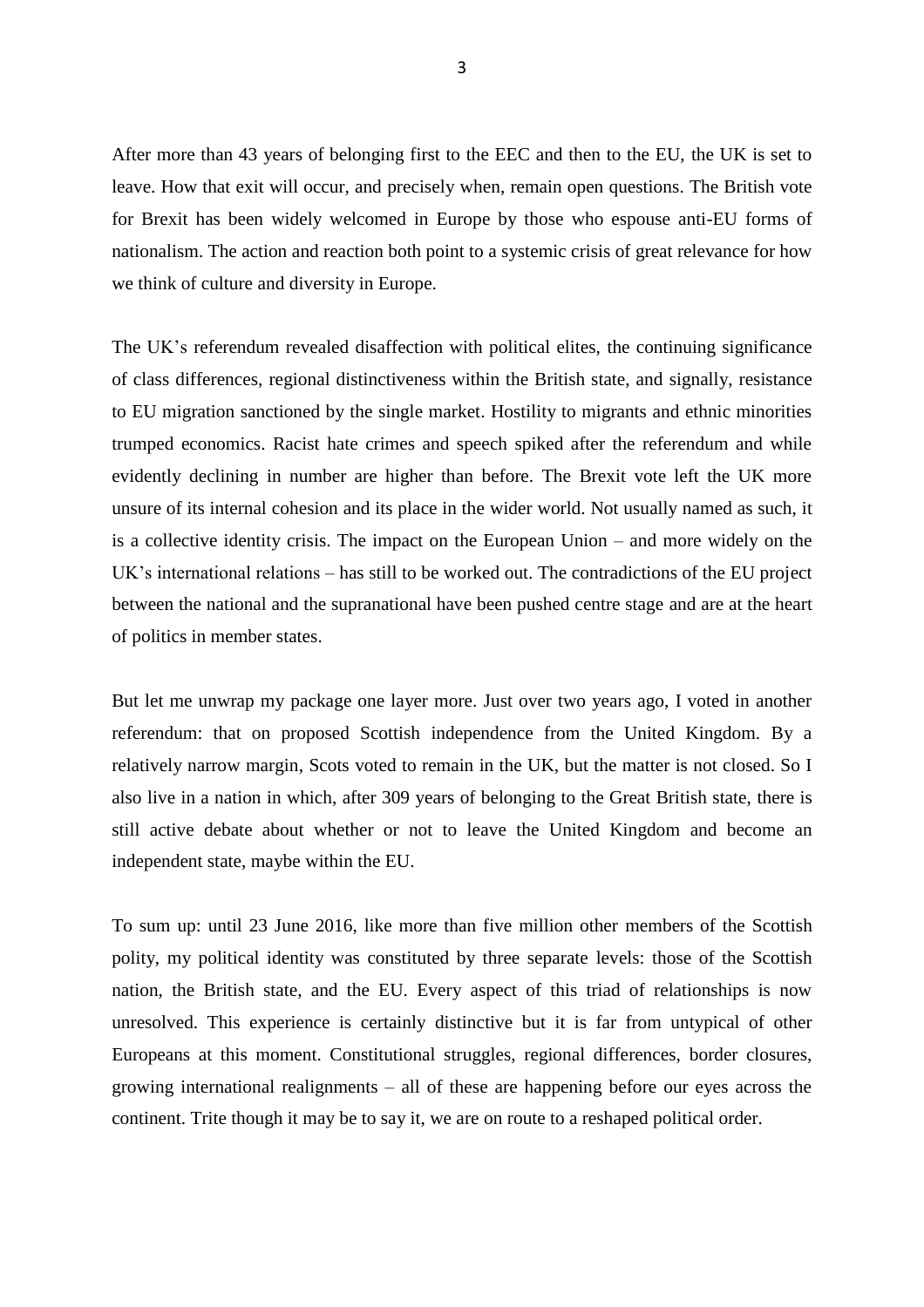After more than 43 years of belonging first to the EEC and then to the EU, the UK is set to leave. How that exit will occur, and precisely when, remain open questions. The British vote for Brexit has been widely welcomed in Europe by those who espouse anti-EU forms of nationalism. The action and reaction both point to a systemic crisis of great relevance for how we think of culture and diversity in Europe.

The UK's referendum revealed disaffection with political elites, the continuing significance of class differences, regional distinctiveness within the British state, and signally, resistance to EU migration sanctioned by the single market. Hostility to migrants and ethnic minorities trumped economics. Racist hate crimes and speech spiked after the referendum and while evidently declining in number are higher than before. The Brexit vote left the UK more unsure of its internal cohesion and its place in the wider world. Not usually named as such, it is a collective identity crisis. The impact on the European Union – and more widely on the UK's international relations – has still to be worked out. The contradictions of the EU project between the national and the supranational have been pushed centre stage and are at the heart of politics in member states.

But let me unwrap my package one layer more. Just over two years ago, I voted in another referendum: that on proposed Scottish independence from the United Kingdom. By a relatively narrow margin, Scots voted to remain in the UK, but the matter is not closed. So I also live in a nation in which, after 309 years of belonging to the Great British state, there is still active debate about whether or not to leave the United Kingdom and become an independent state, maybe within the EU.

To sum up: until 23 June 2016, like more than five million other members of the Scottish polity, my political identity was constituted by three separate levels: those of the Scottish nation, the British state, and the EU. Every aspect of this triad of relationships is now unresolved. This experience is certainly distinctive but it is far from untypical of other Europeans at this moment. Constitutional struggles, regional differences, border closures, growing international realignments – all of these are happening before our eyes across the continent. Trite though it may be to say it, we are on route to a reshaped political order.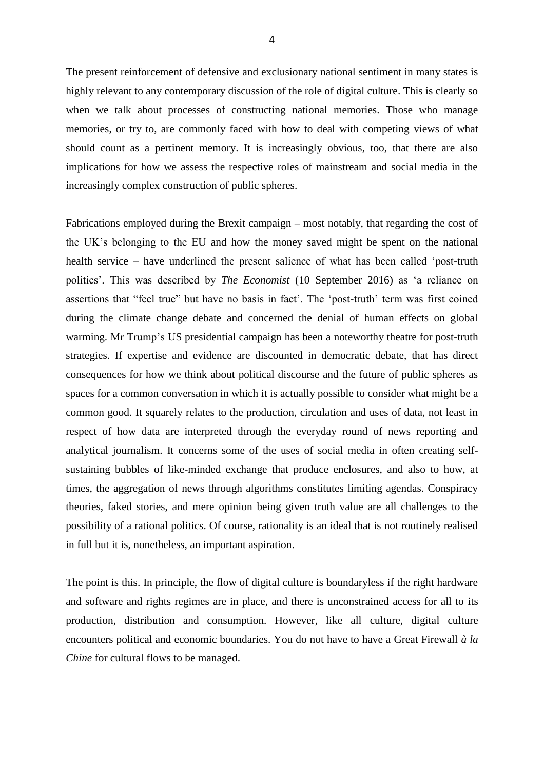The present reinforcement of defensive and exclusionary national sentiment in many states is highly relevant to any contemporary discussion of the role of digital culture. This is clearly so when we talk about processes of constructing national memories. Those who manage memories, or try to, are commonly faced with how to deal with competing views of what should count as a pertinent memory. It is increasingly obvious, too, that there are also implications for how we assess the respective roles of mainstream and social media in the increasingly complex construction of public spheres.

Fabrications employed during the Brexit campaign – most notably, that regarding the cost of the UK's belonging to the EU and how the money saved might be spent on the national health service – have underlined the present salience of what has been called 'post-truth politics'. This was described by *The Economist* (10 September 2016) as 'a reliance on assertions that "feel true" but have no basis in fact'. The 'post-truth' term was first coined during the climate change debate and concerned the denial of human effects on global warming. Mr Trump's US presidential campaign has been a noteworthy theatre for post-truth strategies. If expertise and evidence are discounted in democratic debate, that has direct consequences for how we think about political discourse and the future of public spheres as spaces for a common conversation in which it is actually possible to consider what might be a common good. It squarely relates to the production, circulation and uses of data, not least in respect of how data are interpreted through the everyday round of news reporting and analytical journalism. It concerns some of the uses of social media in often creating self-sustaining bubbles of like-minded exchange that produce enclosures, and also to how, at times, the aggregation of news through algorithms constitutes limiting agendas. Conspiracy theories, faked stories, and mere opinion being given truth value are all challenges to the possibility of a rational politics. Of course, rationality is an ideal that is not routinely realised in full but it is, nonetheless, an important aspiration.

The point is this. In principle, the flow of digital culture is boundaryless if the right hardware and software and rights regimes are in place, and there is unconstrained access for all to its production, distribution and consumption. However, like all culture, digital culture encounters political and economic boundaries. You do not have to have a Great Firewall *à la Chine* for cultural flows to be managed.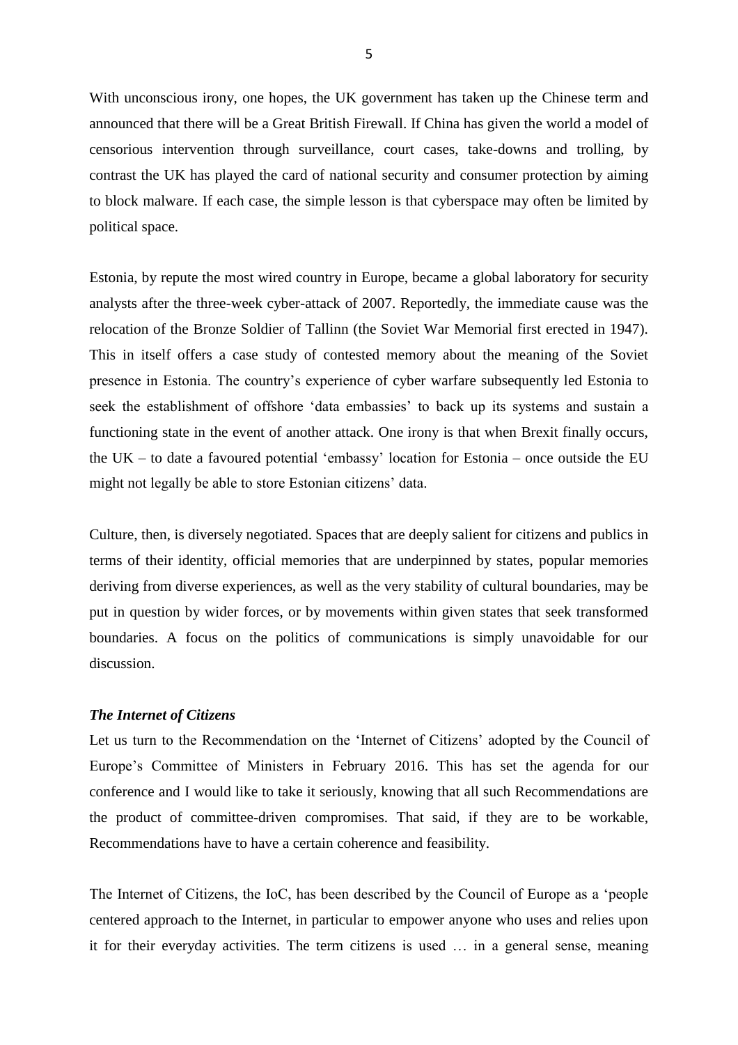With unconscious irony, one hopes, the UK government has taken up the Chinese term and announced that there will be a Great British Firewall. If China has given the world a model of censorious intervention through surveillance, court cases, take-downs and trolling, by contrast the UK has played the card of national security and consumer protection by aiming to block malware. If each case, the simple lesson is that cyberspace may often be limited by political space.

Estonia, by repute the most wired country in Europe, became a global laboratory for security analysts after the three-week cyber-attack of 2007. Reportedly, the immediate cause was the relocation of the Bronze Soldier of Tallinn (the Soviet War Memorial first erected in 1947). This in itself offers a case study of contested memory about the meaning of the Soviet presence in Estonia. The country's experience of cyber warfare subsequently led Estonia to seek the establishment of offshore 'data embassies' to back up its systems and sustain a functioning state in the event of another attack. One irony is that when Brexit finally occurs, the UK – to date a favoured potential 'embassy' location for Estonia – once outside the EU might not legally be able to store Estonian citizens' data.

Culture, then, is diversely negotiated. Spaces that are deeply salient for citizens and publics in terms of their identity, official memories that are underpinned by states, popular memories deriving from diverse experiences, as well as the very stability of cultural boundaries, may be put in question by wider forces, or by movements within given states that seek transformed boundaries. A focus on the politics of communications is simply unavoidable for our discussion.

### *The Internet of Citizens*

Let us turn to the Recommendation on the 'Internet of Citizens' adopted by the Council of Europe's Committee of Ministers in February 2016. This has set the agenda for our conference and I would like to take it seriously, knowing that all such Recommendations are the product of committee-driven compromises. That said, if they are to be workable, Recommendations have to have a certain coherence and feasibility.

The Internet of Citizens, the IoC, has been described by the Council of Europe as a 'people centered approach to the Internet, in particular to empower anyone who uses and relies upon it for their everyday activities. The term citizens is used … in a general sense, meaning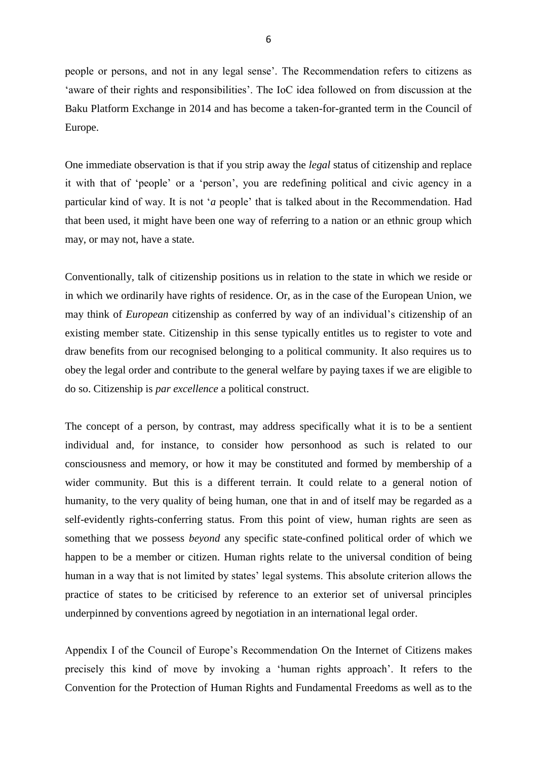people or persons, and not in any legal sense'. The Recommendation refers to citizens as 'aware of their rights and responsibilities'. The IoC idea followed on from discussion at the Baku Platform Exchange in 2014 and has become a taken-for-granted term in the Council of Europe.

One immediate observation is that if you strip away the *legal* status of citizenship and replace it with that of 'people' or a 'person', you are redefining political and civic agency in a particular kind of way. It is not '*a* people' that is talked about in the Recommendation. Had that been used, it might have been one way of referring to a nation or an ethnic group which may, or may not, have a state.

Conventionally, talk of citizenship positions us in relation to the state in which we reside or in which we ordinarily have rights of residence. Or, as in the case of the European Union, we may think of *European* citizenship as conferred by way of an individual's citizenship of an existing member state. Citizenship in this sense typically entitles us to register to vote and draw benefits from our recognised belonging to a political community. It also requires us to obey the legal order and contribute to the general welfare by paying taxes if we are eligible to do so. Citizenship is *par excellence* a political construct.

The concept of a person, by contrast, may address specifically what it is to be a sentient individual and, for instance, to consider how personhood as such is related to our consciousness and memory, or how it may be constituted and formed by membership of a wider community. But this is a different terrain. It could relate to a general notion of humanity, to the very quality of being human, one that in and of itself may be regarded as a self-evidently rights-conferring status. From this point of view, human rights are seen as something that we possess *beyond* any specific state-confined political order of which we happen to be a member or citizen. Human rights relate to the universal condition of being human in a way that is not limited by states' legal systems. This absolute criterion allows the practice of states to be criticised by reference to an exterior set of universal principles underpinned by conventions agreed by negotiation in an international legal order.

Appendix I of the Council of Europe's Recommendation On the Internet of Citizens makes precisely this kind of move by invoking a 'human rights approach'. It refers to the Convention for the Protection of Human Rights and Fundamental Freedoms as well as to the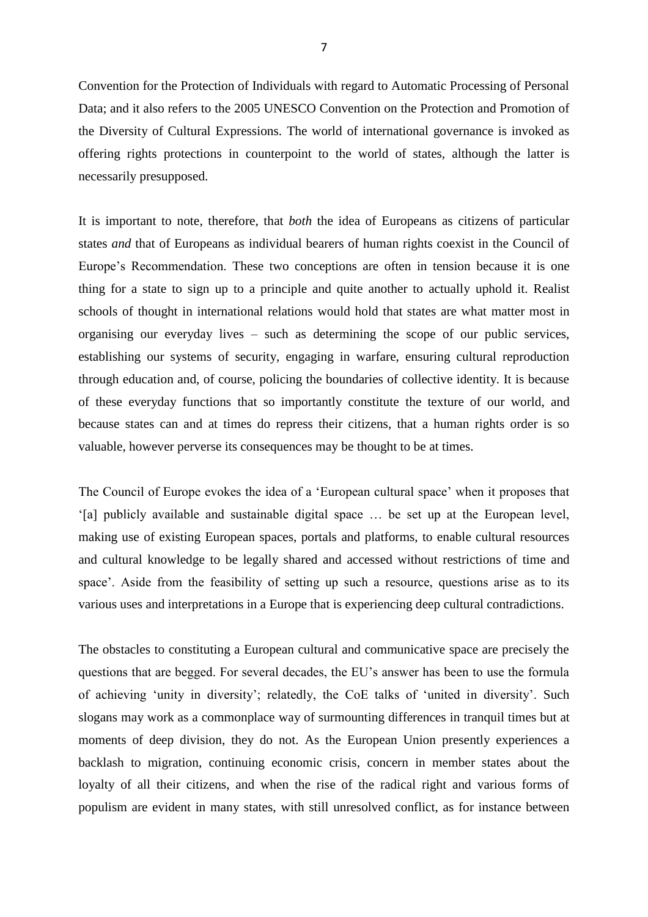Convention for the Protection of Individuals with regard to Automatic Processing of Personal Data; and it also refers to the 2005 UNESCO Convention on the Protection and Promotion of the Diversity of Cultural Expressions. The world of international governance is invoked as offering rights protections in counterpoint to the world of states, although the latter is necessarily presupposed.

It is important to note, therefore, that *both* the idea of Europeans as citizens of particular states *and* that of Europeans as individual bearers of human rights coexist in the Council of Europe's Recommendation. These two conceptions are often in tension because it is one thing for a state to sign up to a principle and quite another to actually uphold it. Realist schools of thought in international relations would hold that states are what matter most in organising our everyday lives – such as determining the scope of our public services, establishing our systems of security, engaging in warfare, ensuring cultural reproduction through education and, of course, policing the boundaries of collective identity. It is because of these everyday functions that so importantly constitute the texture of our world, and because states can and at times do repress their citizens, that a human rights order is so valuable, however perverse its consequences may be thought to be at times.

The Council of Europe evokes the idea of a 'European cultural space' when it proposes that '[a] publicly available and sustainable digital space … be set up at the European level, making use of existing European spaces, portals and platforms, to enable cultural resources and cultural knowledge to be legally shared and accessed without restrictions of time and space'. Aside from the feasibility of setting up such a resource, questions arise as to its various uses and interpretations in a Europe that is experiencing deep cultural contradictions.

The obstacles to constituting a European cultural and communicative space are precisely the questions that are begged. For several decades, the EU's answer has been to use the formula of achieving 'unity in diversity'; relatedly, the CoE talks of 'united in diversity'. Such slogans may work as a commonplace way of surmounting differences in tranquil times but at moments of deep division, they do not. As the European Union presently experiences a backlash to migration, continuing economic crisis, concern in member states about the loyalty of all their citizens, and when the rise of the radical right and various forms of populism are evident in many states, with still unresolved conflict, as for instance between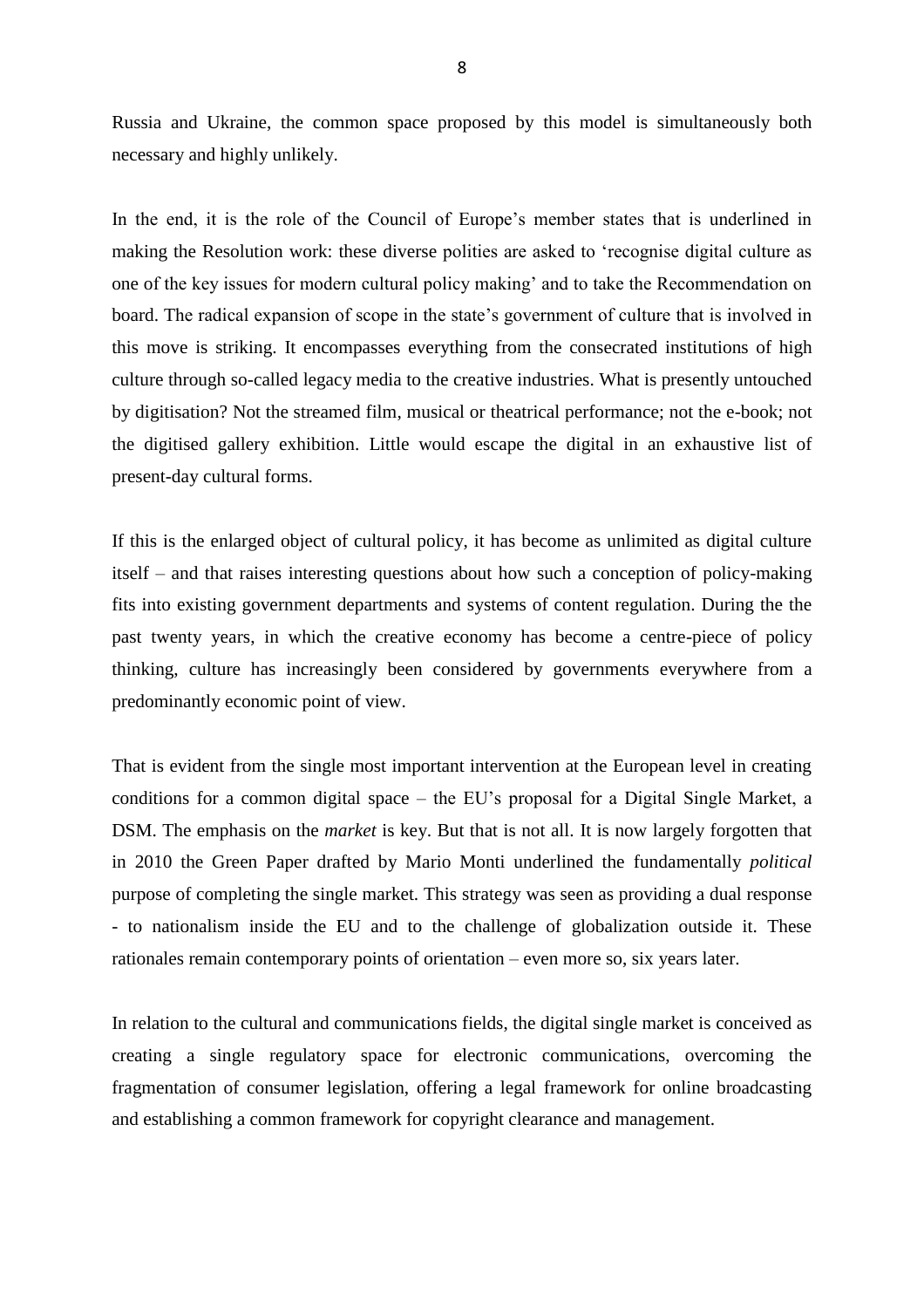Russia and Ukraine, the common space proposed by this model is simultaneously both necessary and highly unlikely.

In the end, it is the role of the Council of Europe's member states that is underlined in making the Resolution work: these diverse polities are asked to 'recognise digital culture as one of the key issues for modern cultural policy making' and to take the Recommendation on board. The radical expansion of scope in the state's government of culture that is involved in this move is striking. It encompasses everything from the consecrated institutions of high culture through so-called legacy media to the creative industries. What is presently untouched by digitisation? Not the streamed film, musical or theatrical performance; not the e-book; not the digitised gallery exhibition. Little would escape the digital in an exhaustive list of present-day cultural forms.

If this is the enlarged object of cultural policy, it has become as unlimited as digital culture itself – and that raises interesting questions about how such a conception of policy-making fits into existing government departments and systems of content regulation. During the the past twenty years, in which the creative economy has become a centre-piece of policy thinking, culture has increasingly been considered by governments everywhere from a predominantly economic point of view.

That is evident from the single most important intervention at the European level in creating conditions for a common digital space – the EU's proposal for a Digital Single Market, a DSM. The emphasis on the *market* is key. But that is not all. It is now largely forgotten that in 2010 the Green Paper drafted by Mario Monti underlined the fundamentally *political* purpose of completing the single market. This strategy was seen as providing a dual response - to nationalism inside the EU and to the challenge of globalization outside it. These rationales remain contemporary points of orientation – even more so, six years later.

In relation to the cultural and communications fields, the digital single market is conceived as creating a single regulatory space for electronic communications, overcoming the fragmentation of consumer legislation, offering a legal framework for online broadcasting and establishing a common framework for copyright clearance and management.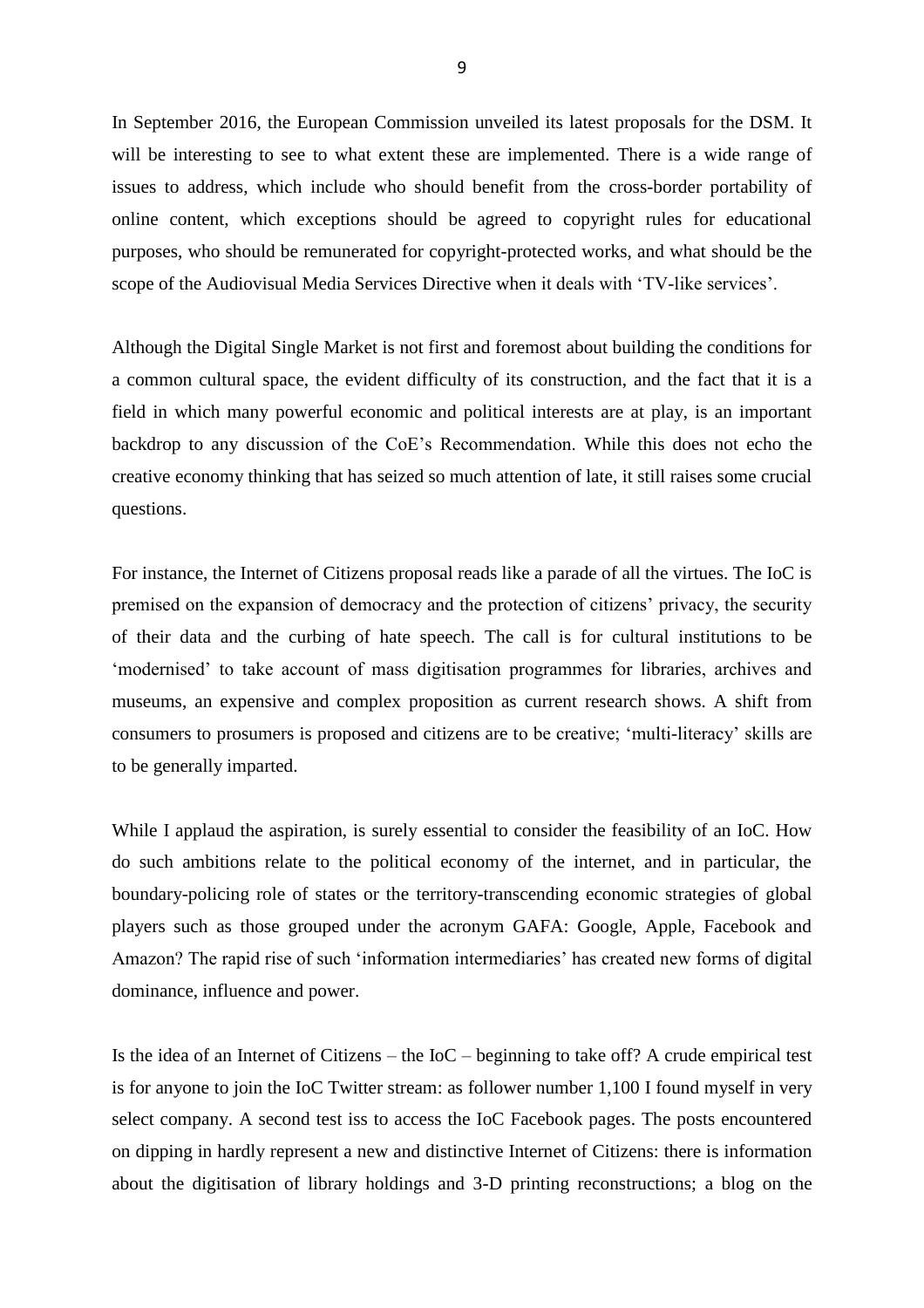In September 2016, the European Commission unveiled its latest proposals for the DSM. It will be interesting to see to what extent these are implemented. There is a wide range of issues to address, which include who should benefit from the cross-border portability of online content, which exceptions should be agreed to copyright rules for educational purposes, who should be remunerated for copyright-protected works, and what should be the scope of the Audiovisual Media Services Directive when it deals with 'TV-like services'.

Although the Digital Single Market is not first and foremost about building the conditions for a common cultural space, the evident difficulty of its construction, and the fact that it is a field in which many powerful economic and political interests are at play, is an important backdrop to any discussion of the CoE's Recommendation. While this does not echo the creative economy thinking that has seized so much attention of late, it still raises some crucial questions.

For instance, the Internet of Citizens proposal reads like a parade of all the virtues. The IoC is premised on the expansion of democracy and the protection of citizens' privacy, the security of their data and the curbing of hate speech. The call is for cultural institutions to be 'modernised' to take account of mass digitisation programmes for libraries, archives and museums, an expensive and complex proposition as current research shows. A shift from consumers to prosumers is proposed and citizens are to be creative; 'multi-literacy' skills are to be generally imparted.

While I applaud the aspiration, is surely essential to consider the feasibility of an IoC. How do such ambitions relate to the political economy of the internet, and in particular, the boundary-policing role of states or the territory-transcending economic strategies of global players such as those grouped under the acronym GAFA: Google, Apple, Facebook and Amazon? The rapid rise of such 'information intermediaries' has created new forms of digital dominance, influence and power.

Is the idea of an Internet of Citizens – the IoC – beginning to take off? A crude empirical test is for anyone to join the IoC Twitter stream: as follower number 1,100 I found myself in very select company. A second test iss to access the IoC Facebook pages. The posts encountered on dipping in hardly represent a new and distinctive Internet of Citizens: there is information about the digitisation of library holdings and 3-D printing reconstructions; a blog on the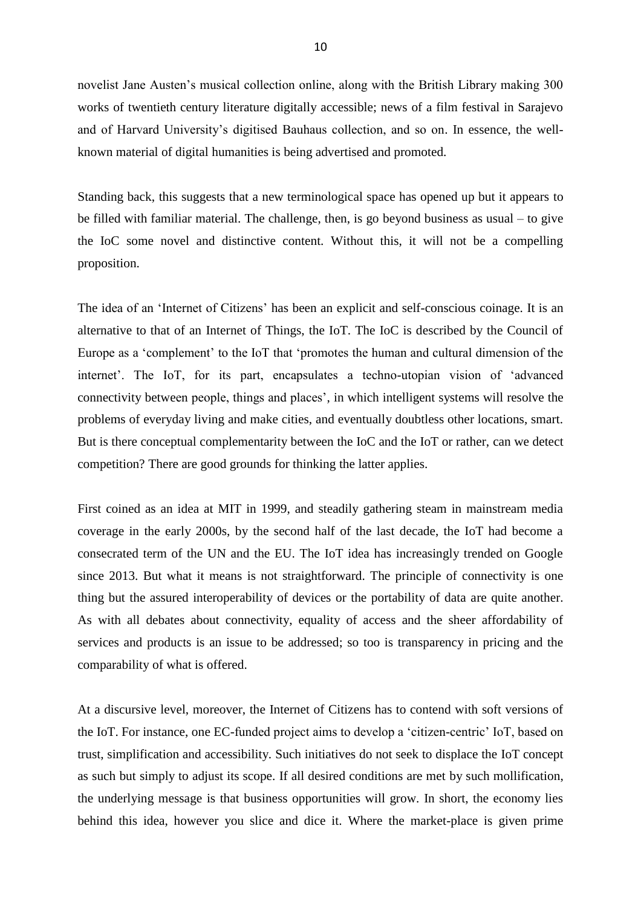novelist Jane Austen's musical collection online, along with the British Library making 300 works of twentieth century literature digitally accessible; news of a film festival in Sarajevo and of Harvard University's digitised Bauhaus collection, and so on. In essence, the well-known material of digital humanities is being advertised and promoted.

Standing back, this suggests that a new terminological space has opened up but it appears to be filled with familiar material. The challenge, then, is go beyond business as usual – to give the IoC some novel and distinctive content. Without this, it will not be a compelling proposition.

The idea of an 'Internet of Citizens' has been an explicit and self-conscious coinage. It is an alternative to that of an Internet of Things, the IoT. The IoC is described by the Council of Europe as a 'complement' to the IoT that 'promotes the human and cultural dimension of the internet'. The IoT, for its part, encapsulates a techno-utopian vision of 'advanced connectivity between people, things and places', in which intelligent systems will resolve the problems of everyday living and make cities, and eventually doubtless other locations, smart. But is there conceptual complementarity between the IoC and the IoT or rather, can we detect competition? There are good grounds for thinking the latter applies.

First coined as an idea at MIT in 1999, and steadily gathering steam in mainstream media coverage in the early 2000s, by the second half of the last decade, the IoT had become a consecrated term of the UN and the EU. The IoT idea has increasingly trended on Google since 2013. But what it means is not straightforward. The principle of connectivity is one thing but the assured interoperability of devices or the portability of data are quite another. As with all debates about connectivity, equality of access and the sheer affordability of services and products is an issue to be addressed; so too is transparency in pricing and the comparability of what is offered.

At a discursive level, moreover, the Internet of Citizens has to contend with soft versions of the IoT. For instance, one EC-funded project aims to develop a 'citizen-centric' IoT, based on trust, simplification and accessibility. Such initiatives do not seek to displace the IoT concept as such but simply to adjust its scope. If all desired conditions are met by such mollification, the underlying message is that business opportunities will grow. In short, the economy lies behind this idea, however you slice and dice it. Where the market-place is given prime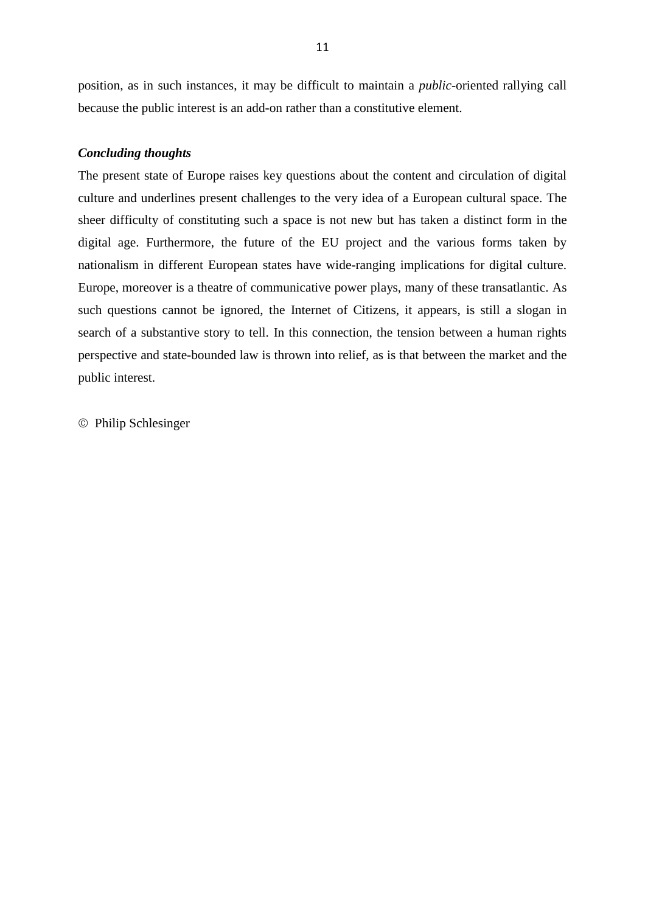position, as in such instances, it may be difficult to maintain a *public*-oriented rallying call because the public interest is an add-on rather than a constitutive element.

***Concluding thoughts***

The present state of Europe raises key questions about the content and circulation of digital culture and underlines present challenges to the very idea of a European cultural space. The sheer difficulty of constituting such a space is not new but has taken a distinct form in the digital age. Furthermore, the future of the EU project and the various forms taken by nationalism in different European states have wide-ranging implications for digital culture. Europe, moreover is a theatre of communicative power plays, many of these transatlantic. As such questions cannot be ignored, the Internet of Citizens, it appears, is still a slogan in search of a substantive story to tell. In this connection, the tension between a human rights perspective and state-bounded law is thrown into relief, as is that between the market and the public interest.

© Philip Schlesinger